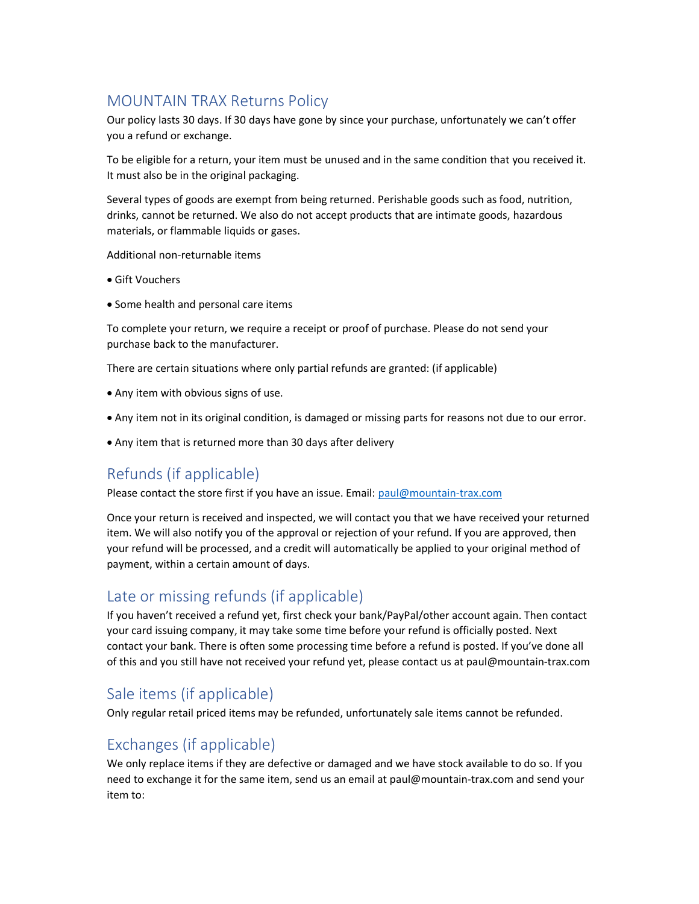## MOUNTAIN TRAX Returns Policy

Our policy lasts 30 days. If 30 days have gone by since your purchase, unfortunately we can't offer you a refund or exchange.

To be eligible for a return, your item must be unused and in the same condition that you received it. It must also be in the original packaging.

Several types of goods are exempt from being returned. Perishable goods such as food, nutrition, drinks, cannot be returned. We also do not accept products that are intimate goods, hazardous materials, or flammable liquids or gases.

Additional non-returnable items

- Gift Vouchers
- Some health and personal care items

To complete your return, we require a receipt or proof of purchase. Please do not send your purchase back to the manufacturer.

There are certain situations where only partial refunds are granted: (if applicable)

- Any item with obvious signs of use.
- Any item not in its original condition, is damaged or missing parts for reasons not due to our error.
- Any item that is returned more than 30 days after delivery

## Refunds (if applicable)

Please contact the store first if you have an issue. Email: paul@mountain-trax.com

Once your return is received and inspected, we will contact you that we have received your returned item. We will also notify you of the approval or rejection of your refund. If you are approved, then your refund will be processed, and a credit will automatically be applied to your original method of payment, within a certain amount of days.

## Late or missing refunds (if applicable)

If you haven't received a refund yet, first check your bank/PayPal/other account again. Then contact your card issuing company, it may take some time before your refund is officially posted. Next contact your bank. There is often some processing time before a refund is posted. If you've done all of this and you still have not received your refund yet, please contact us at paul@mountain-trax.com

## Sale items (if applicable)

Only regular retail priced items may be refunded, unfortunately sale items cannot be refunded.

## Exchanges (if applicable)

We only replace items if they are defective or damaged and we have stock available to do so. If you need to exchange it for the same item, send us an email at paul@mountain-trax.com and send your item to: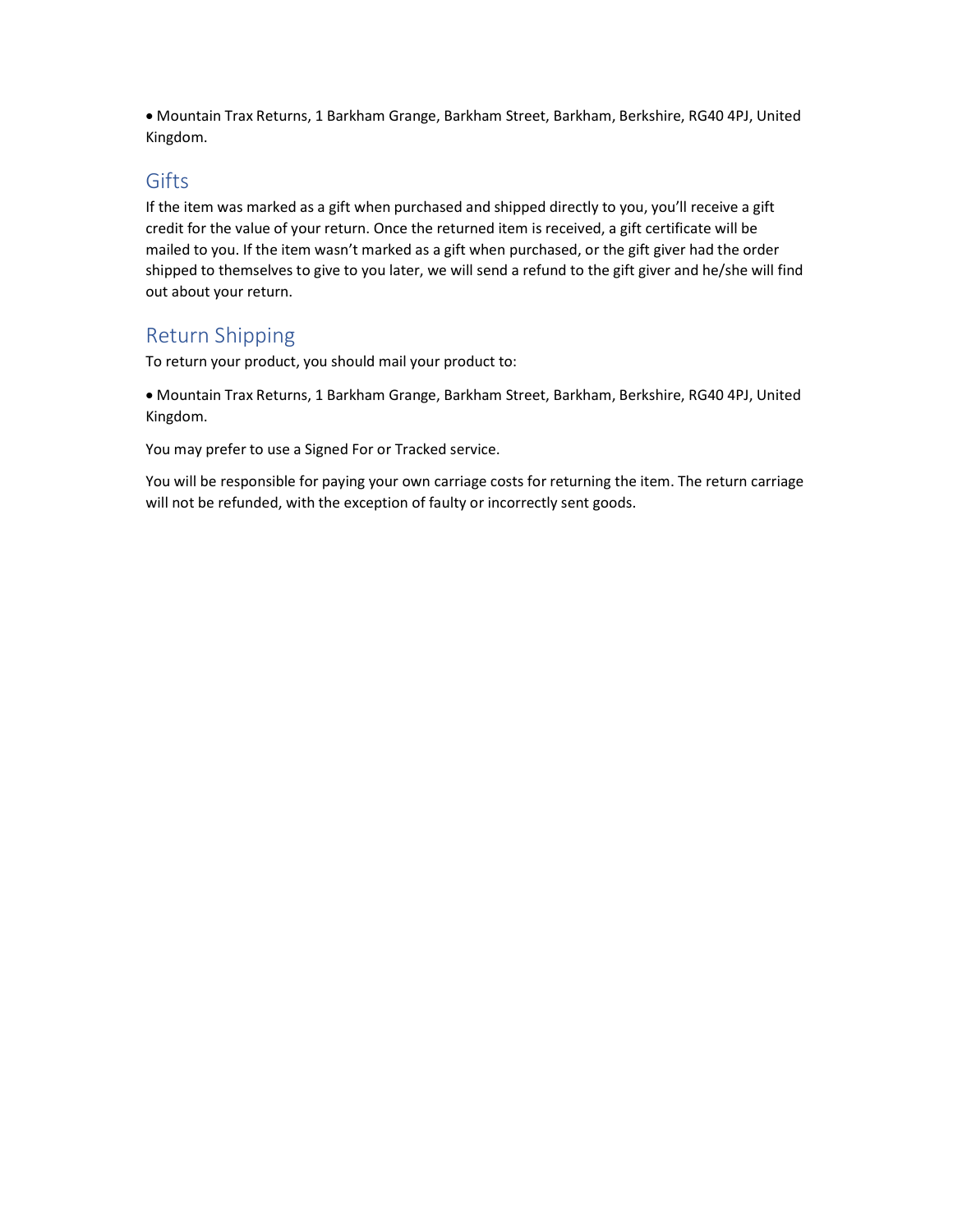- Mountain Trax Returns, 1 Barkham Grange, Barkham Street, Barkham, Berkshire, RG40 4PJ, United Kingdom.

## Gifts

If the item was marked as a gift when purchased and shipped directly to you, you'll receive a gift credit for the value of your return. Once the returned item is received, a gift certificate will be mailed to you. If the item wasn't marked as a gift when purchased, or the gift giver had the order shipped to themselves to give to you later, we will send a refund to the gift giver and he/she will find out about your return.

## Return Shipping

To return your product, you should mail your product to:

- Mountain Trax Returns, 1 Barkham Grange, Barkham Street, Barkham, Berkshire, RG40 4PJ, United Kingdom.

You may prefer to use a Signed For or Tracked service.

You will be responsible for paying your own carriage costs for returning the item. The return carriage will not be refunded, with the exception of faulty or incorrectly sent goods.